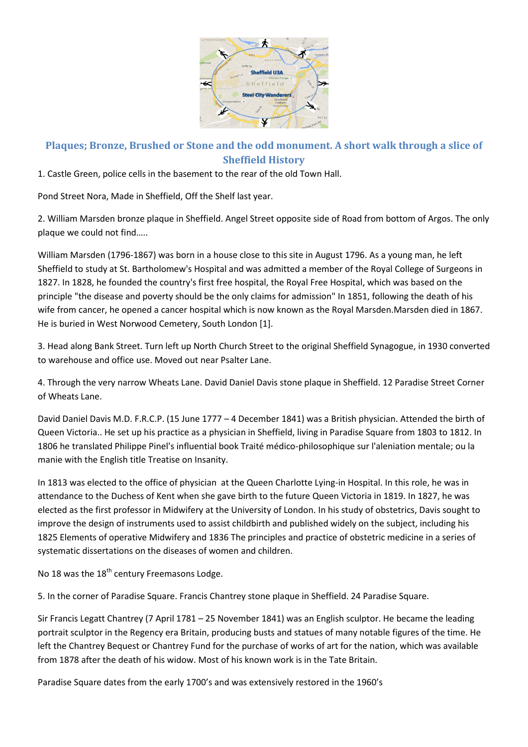## Plaques; Bronze, Brushed or Stone and the odd monument. A short walk through a slice of Sheffield History

1. Castle Green, police cells in the basement to the rear of the old Town Hall.

Pond Street Nora, Made in Sheffield, Off the Shelf last year.

2. William Marsden bronze plaque in Sheffield. Angel Street opposite side of Road from bottom of Argos. The only plaque we could not find…..

William Marsden (1796-1867) was born in a house close to this site in August 1796. As a young man, he left Sheffield to study at St. Bartholomew's Hospital and was admitted a member of the Royal College of Surgeons in 1827. In 1828, he founded the country's first free hospital, the Royal Free Hospital, which was based on the principle "the disease and poverty should be the only claims for admission" In 1851, following the death of his wife from cancer, he opened a cancer hospital which is now known as the Royal Marsden.Marsden died in 1867. He is buried in West Norwood Cemetery, South London [1].

3. Head along Bank Street. Turn left up North Church Street to the original Sheffield Synagogue, in 1930 converted to warehouse and office use. Moved out near Psalter Lane.

4. Through the very narrow Wheats Lane. David Daniel Davis stone plaque in Sheffield. 12 Paradise Street Corner of Wheats Lane.

David Daniel Davis M.D. F.R.C.P. (15 June 1777 – 4 December 1841) was a British physician. Attended the birth of Queen Victoria.. He set up his practice as a physician in Sheffield, living in Paradise Square from 1803 to 1812. In 1806 he translated Philippe Pinel's influential book Traité médico-philosophique sur l'aleniation mentale; ou la manie with the English title Treatise on Insanity.

In 1813 was elected to the office of physician at the Queen Charlotte Lying-in Hospital. In this role, he was in attendance to the Duchess of Kent when she gave birth to the future Queen Victoria in 1819. In 1827, he was elected as the first professor in Midwifery at the University of London. In his study of obstetrics, Davis sought to improve the design of instruments used to assist childbirth and published widely on the subject, including his 1825 Elements of operative Midwifery and 1836 The principles and practice of obstetric medicine in a series of systematic dissertations on the diseases of women and children.

No 18 was the 18th century Freemasons Lodge.

5. In the corner of Paradise Square. Francis Chantrey stone plaque in Sheffield. 24 Paradise Square.

Sir Francis Legatt Chantrey (7 April 1781 – 25 November 1841) was an English sculptor. He became the leading portrait sculptor in the Regency era Britain, producing busts and statues of many notable figures of the time. He left the Chantrey Bequest or Chantrey Fund for the purchase of works of art for the nation, which was available from 1878 after the death of his widow. Most of his known work is in the Tate Britain.

Paradise Square dates from the early 1700's and was extensively restored in the 1960's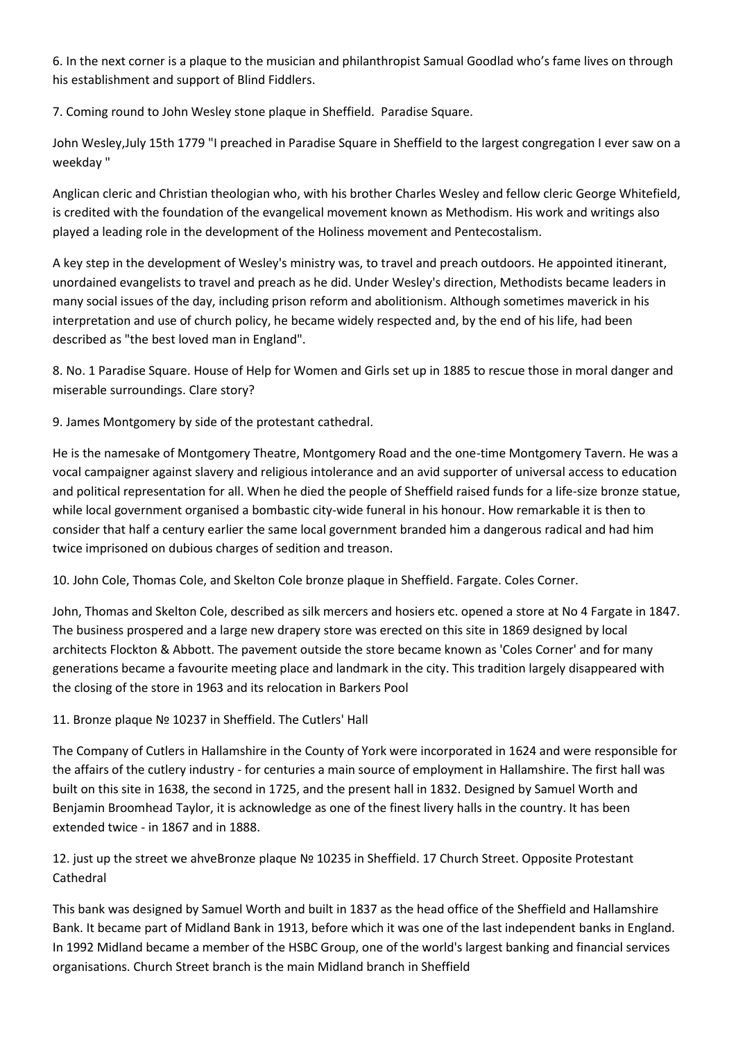6. In the next corner is a plaque to the musician and philanthropist Samual Goodlad who's fame lives on through his establishment and support of Blind Fiddlers.

7. Coming round to John Wesley stone plaque in Sheffield. Paradise Square.

John Wesley,July 15th 1779 "I preached in Paradise Square in Sheffield to the largest congregation I ever saw on a weekday "

Anglican cleric and Christian theologian who, with his brother Charles Wesley and fellow cleric George Whitefield, is credited with the foundation of the evangelical movement known as Methodism. His work and writings also played a leading role in the development of the Holiness movement and Pentecostalism.

A key step in the development of Wesley's ministry was, to travel and preach outdoors. He appointed itinerant, unordained evangelists to travel and preach as he did. Under Wesley's direction, Methodists became leaders in many social issues of the day, including prison reform and abolitionism. Although sometimes maverick in his interpretation and use of church policy, he became widely respected and, by the end of his life, had been described as "the best loved man in England".

8. No. 1 Paradise Square. House of Help for Women and Girls set up in 1885 to rescue those in moral danger and miserable surroundings. Clare story?

9. James Montgomery by side of the protestant cathedral.

He is the namesake of Montgomery Theatre, Montgomery Road and the one-time Montgomery Tavern. He was a vocal campaigner against slavery and religious intolerance and an avid supporter of universal access to education and political representation for all. When he died the people of Sheffield raised funds for a life-size bronze statue, while local government organised a bombastic city-wide funeral in his honour. How remarkable it is then to consider that half a century earlier the same local government branded him a dangerous radical and had him twice imprisoned on dubious charges of sedition and treason.

10. John Cole, Thomas Cole, and Skelton Cole bronze plaque in Sheffield. Fargate. Coles Corner.

John, Thomas and Skelton Cole, described as silk mercers and hosiers etc. opened a store at No 4 Fargate in 1847. The business prospered and a large new drapery store was erected on this site in 1869 designed by local architects Flockton & Abbott. The pavement outside the store became known as 'Coles Corner' and for many generations became a favourite meeting place and landmark in the city. This tradition largely disappeared with the closing of the store in 1963 and its relocation in Barkers Pool

11. Bronze plaque № 10237 in Sheffield. The Cutlers' Hall

The Company of Cutlers in Hallamshire in the County of York were incorporated in 1624 and were responsible for the affairs of the cutlery industry - for centuries a main source of employment in Hallamshire. The first hall was built on this site in 1638, the second in 1725, and the present hall in 1832. Designed by Samuel Worth and Benjamin Broomhead Taylor, it is acknowledge as one of the finest livery halls in the country. It has been extended twice - in 1867 and in 1888.

12. just up the street we ahveBronze plaque № 10235 in Sheffield. 17 Church Street. Opposite Protestant Cathedral

This bank was designed by Samuel Worth and built in 1837 as the head office of the Sheffield and Hallamshire Bank. It became part of Midland Bank in 1913, before which it was one of the last independent banks in England. In 1992 Midland became a member of the HSBC Group, one of the world's largest banking and financial services organisations. Church Street branch is the main Midland branch in Sheffield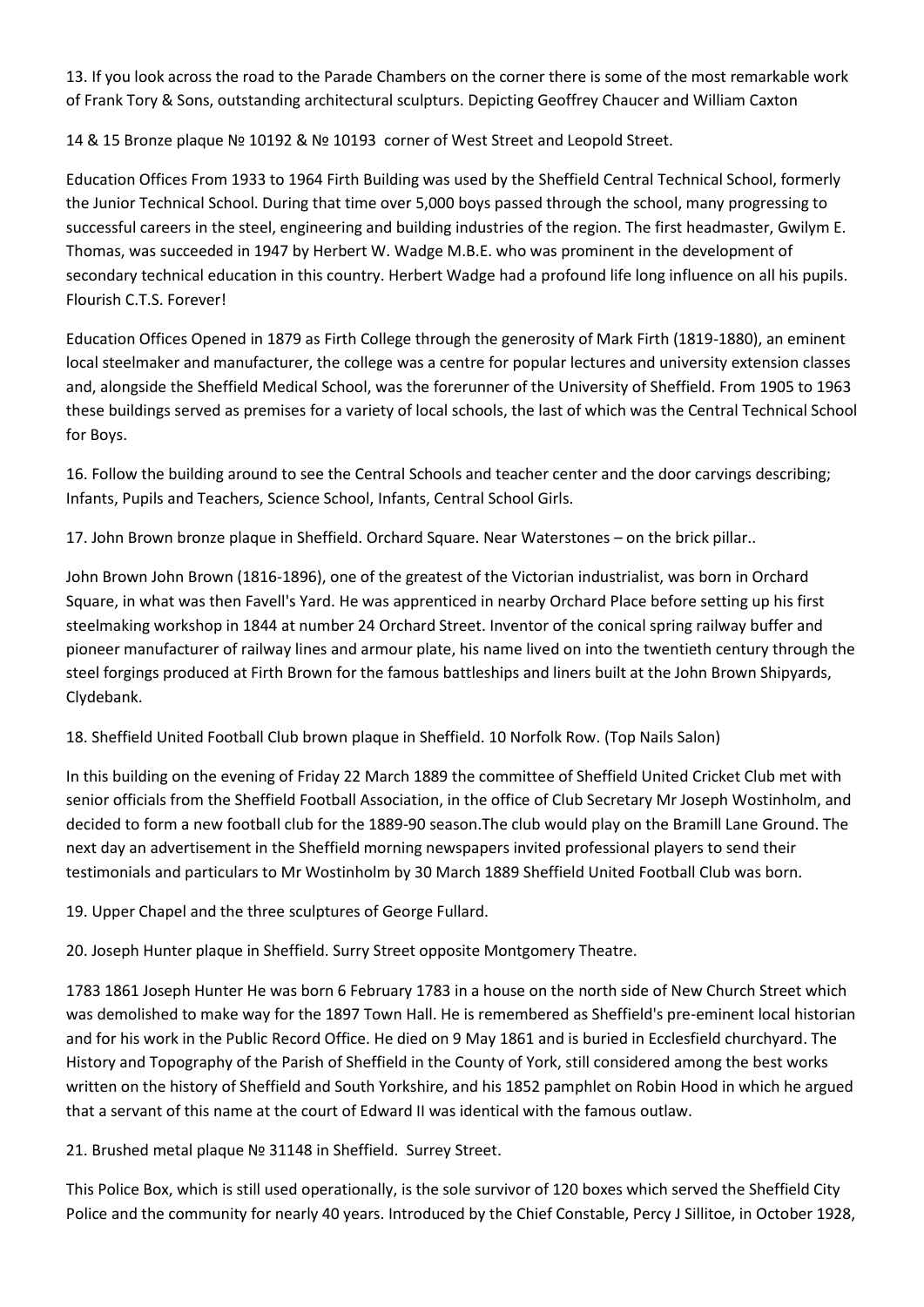13. If you look across the road to the Parade Chambers on the corner there is some of the most remarkable work of Frank Tory & Sons, outstanding architectural sculpturs. Depicting Geoffrey Chaucer and William Caxton

14 & 15 Bronze plaque № 10192 & № 10193 corner of West Street and Leopold Street.

Education Offices From 1933 to 1964 Firth Building was used by the Sheffield Central Technical School, formerly the Junior Technical School. During that time over 5,000 boys passed through the school, many progressing to successful careers in the steel, engineering and building industries of the region. The first headmaster, Gwilym E. Thomas, was succeeded in 1947 by Herbert W. Wadge M.B.E. who was prominent in the development of secondary technical education in this country. Herbert Wadge had a profound life long influence on all his pupils. Flourish C.T.S. Forever!

Education Offices Opened in 1879 as Firth College through the generosity of Mark Firth (1819-1880), an eminent local steelmaker and manufacturer, the college was a centre for popular lectures and university extension classes and, alongside the Sheffield Medical School, was the forerunner of the University of Sheffield. From 1905 to 1963 these buildings served as premises for a variety of local schools, the last of which was the Central Technical School for Boys.

16. Follow the building around to see the Central Schools and teacher center and the door carvings describing; Infants, Pupils and Teachers, Science School, Infants, Central School Girls.

17. John Brown bronze plaque in Sheffield. Orchard Square. Near Waterstones – on the brick pillar..

John Brown John Brown (1816-1896), one of the greatest of the Victorian industrialist, was born in Orchard Square, in what was then Favell's Yard. He was apprenticed in nearby Orchard Place before setting up his first steelmaking workshop in 1844 at number 24 Orchard Street. Inventor of the conical spring railway buffer and pioneer manufacturer of railway lines and armour plate, his name lived on into the twentieth century through the steel forgings produced at Firth Brown for the famous battleships and liners built at the John Brown Shipyards, Clydebank.

18. Sheffield United Football Club brown plaque in Sheffield. 10 Norfolk Row. (Top Nails Salon)

In this building on the evening of Friday 22 March 1889 the committee of Sheffield United Cricket Club met with senior officials from the Sheffield Football Association, in the office of Club Secretary Mr Joseph Wostinholm, and decided to form a new football club for the 1889-90 season.The club would play on the Bramill Lane Ground. The next day an advertisement in the Sheffield morning newspapers invited professional players to send their testimonials and particulars to Mr Wostinholm by 30 March 1889 Sheffield United Football Club was born.

19. Upper Chapel and the three sculptures of George Fullard.

20. Joseph Hunter plaque in Sheffield. Surry Street opposite Montgomery Theatre.

1783 1861 Joseph Hunter He was born 6 February 1783 in a house on the north side of New Church Street which was demolished to make way for the 1897 Town Hall. He is remembered as Sheffield's pre-eminent local historian and for his work in the Public Record Office. He died on 9 May 1861 and is buried in Ecclesfield churchyard. The History and Topography of the Parish of Sheffield in the County of York, still considered among the best works written on the history of Sheffield and South Yorkshire, and his 1852 pamphlet on Robin Hood in which he argued that a servant of this name at the court of Edward II was identical with the famous outlaw.

21. Brushed metal plaque № 31148 in Sheffield. Surrey Street.

This Police Box, which is still used operationally, is the sole survivor of 120 boxes which served the Sheffield City Police and the community for nearly 40 years. Introduced by the Chief Constable, Percy J Sillitoe, in October 1928,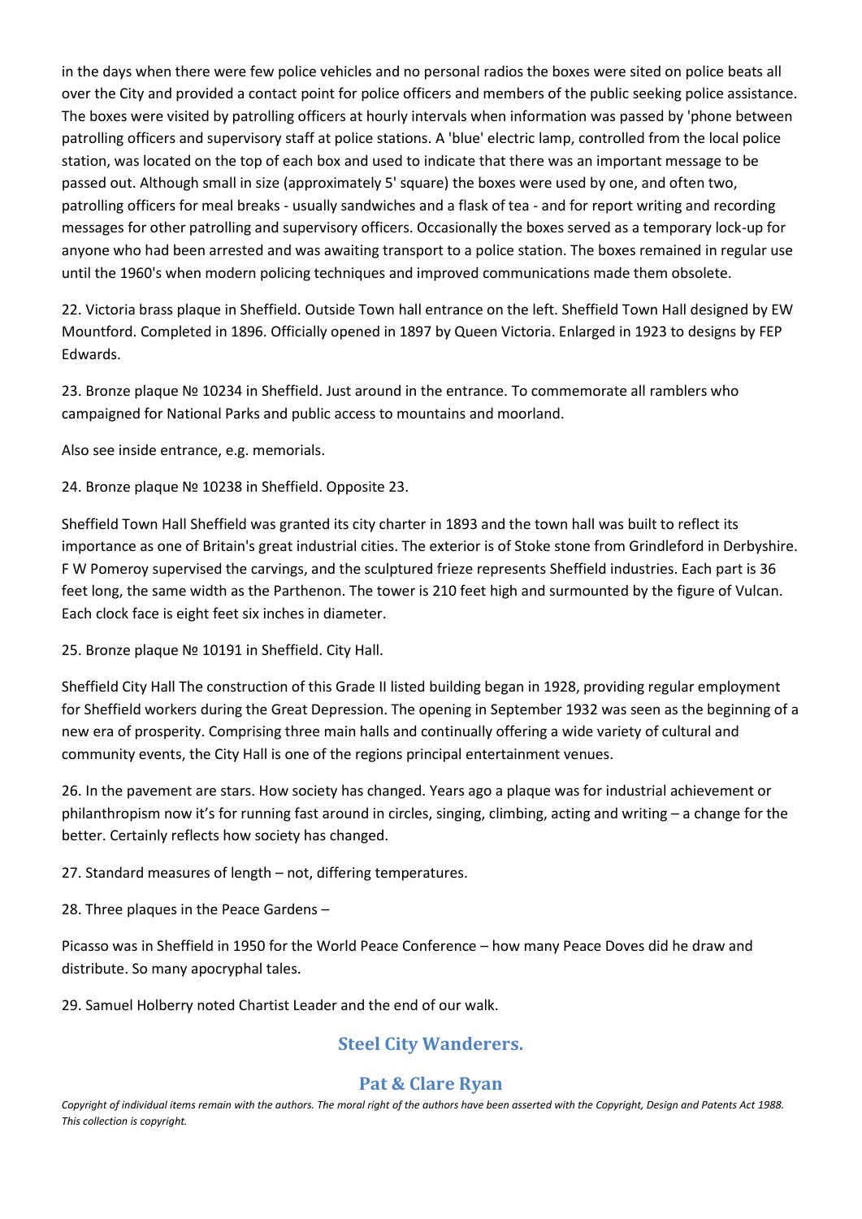in the days when there were few police vehicles and no personal radios the boxes were sited on police beats all over the City and provided a contact point for police officers and members of the public seeking police assistance. The boxes were visited by patrolling officers at hourly intervals when information was passed by 'phone between patrolling officers and supervisory staff at police stations. A 'blue' electric lamp, controlled from the local police station, was located on the top of each box and used to indicate that there was an important message to be passed out. Although small in size (approximately 5' square) the boxes were used by one, and often two, patrolling officers for meal breaks - usually sandwiches and a flask of tea - and for report writing and recording messages for other patrolling and supervisory officers. Occasionally the boxes served as a temporary lock-up for anyone who had been arrested and was awaiting transport to a police station. The boxes remained in regular use until the 1960's when modern policing techniques and improved communications made them obsolete.

22. Victoria brass plaque in Sheffield. Outside Town hall entrance on the left. Sheffield Town Hall designed by EW Mountford. Completed in 1896. Officially opened in 1897 by Queen Victoria. Enlarged in 1923 to designs by FEP Edwards.

23. Bronze plaque № 10234 in Sheffield. Just around in the entrance. To commemorate all ramblers who campaigned for National Parks and public access to mountains and moorland.

Also see inside entrance, e.g. memorials.

24. Bronze plaque № 10238 in Sheffield. Opposite 23.

Sheffield Town Hall Sheffield was granted its city charter in 1893 and the town hall was built to reflect its importance as one of Britain's great industrial cities. The exterior is of Stoke stone from Grindleford in Derbyshire. F W Pomeroy supervised the carvings, and the sculptured frieze represents Sheffield industries. Each part is 36 feet long, the same width as the Parthenon. The tower is 210 feet high and surmounted by the figure of Vulcan. Each clock face is eight feet six inches in diameter.

25. Bronze plaque № 10191 in Sheffield. City Hall.

Sheffield City Hall The construction of this Grade II listed building began in 1928, providing regular employment for Sheffield workers during the Great Depression. The opening in September 1932 was seen as the beginning of a new era of prosperity. Comprising three main halls and continually offering a wide variety of cultural and community events, the City Hall is one of the regions principal entertainment venues.

26. In the pavement are stars. How society has changed. Years ago a plaque was for industrial achievement or philanthropism now it's for running fast around in circles, singing, climbing, acting and writing – a change for the better. Certainly reflects how society has changed.

27. Standard measures of length – not, differing temperatures.

28. Three plaques in the Peace Gardens –

Picasso was in Sheffield in 1950 for the World Peace Conference – how many Peace Doves did he draw and distribute. So many apocryphal tales.

29. Samuel Holberry noted Chartist Leader and the end of our walk.

## Steel City Wanderers.

## Pat & Clare Ryan

*Copyright of individual items remain with the authors. The moral right of the authors have been asserted with the Copyright, Design and Patents Act 1988. This collection is copyright.*